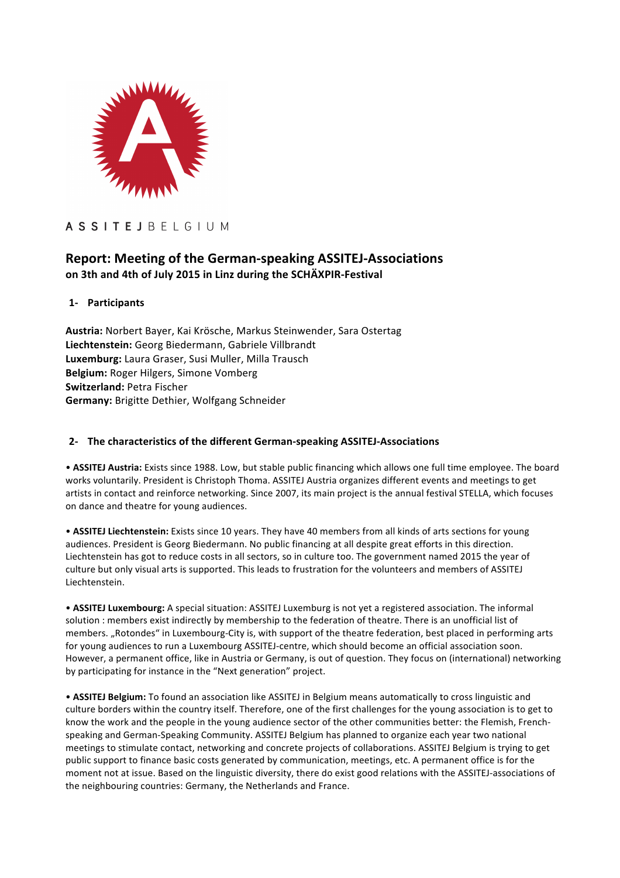ASSITEJ BELGIUM

# Report: Meeting of the German-speaking ASSITEJ-Associations

**on 3th and 4th of July 2015 in Linz during the SCHÄXPIR-Festival**

## 1- Participants

**Austria:** Norbert Bayer, Kai Krösche, Markus Steinwender, Sara Ostertag
**Liechtenstein:** Georg Biedermann, Gabriele Villbrandt
**Luxemburg:** Laura Graser, Susi Muller, Milla Trausch
**Belgium:** Roger Hilgers, Simone Vomberg
**Switzerland:** Petra Fischer
**Germany:** Brigitte Dethier, Wolfgang Schneider

## 2- The characteristics of the different German-speaking ASSITEJ-Associations

• **ASSITEJ Austria:** Exists since 1988. Low, but stable public financing which allows one full time employee. The board works voluntarily. President is Christoph Thoma. ASSITEJ Austria organizes different events and meetings to get artists in contact and reinforce networking. Since 2007, its main project is the annual festival STELLA, which focuses on dance and theatre for young audiences.

• **ASSITEJ Liechtenstein:** Exists since 10 years. They have 40 members from all kinds of arts sections for young audiences. President is Georg Biedermann. No public financing at all despite great efforts in this direction. Liechtenstein has got to reduce costs in all sectors, so in culture too. The government named 2015 the year of culture but only visual arts is supported. This leads to frustration for the volunteers and members of ASSITEJ Liechtenstein.

• **ASSITEJ Luxembourg:** A special situation: ASSITEJ Luxemburg is not yet a registered association. The informal solution : members exist indirectly by membership to the federation of theatre. There is an unofficial list of members. „Rotondes" in Luxembourg-City is, with support of the theatre federation, best placed in performing arts for young audiences to run a Luxembourg ASSITEJ-centre, which should become an official association soon. However, a permanent office, like in Austria or Germany, is out of question. They focus on (international) networking by participating for instance in the "Next generation" project.

• **ASSITEJ Belgium:** To found an association like ASSITEJ in Belgium means automatically to cross linguistic and culture borders within the country itself. Therefore, one of the first challenges for the young association is to get to know the work and the people in the young audience sector of the other communities better: the Flemish, French-speaking and German-Speaking Community. ASSITEJ Belgium has planned to organize each year two national meetings to stimulate contact, networking and concrete projects of collaborations. ASSITEJ Belgium is trying to get public support to finance basic costs generated by communication, meetings, etc. A permanent office is for the moment not at issue. Based on the linguistic diversity, there do exist good relations with the ASSITEJ-associations of the neighbouring countries: Germany, the Netherlands and France.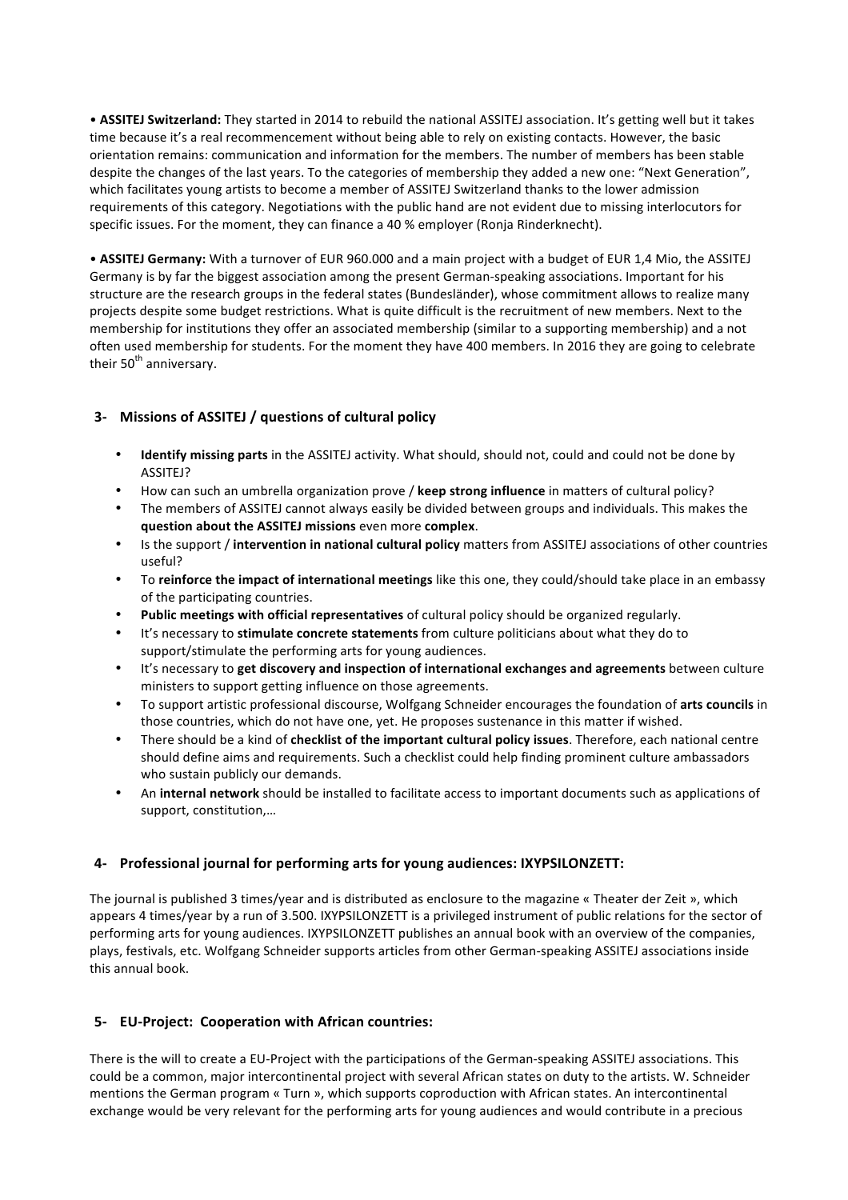• **ASSITEJ Switzerland:** They started in 2014 to rebuild the national ASSITEJ association. It's getting well but it takes time because it's a real recommencement without being able to rely on existing contacts. However, the basic orientation remains: communication and information for the members. The number of members has been stable despite the changes of the last years. To the categories of membership they added a new one: "Next Generation", which facilitates young artists to become a member of ASSITEJ Switzerland thanks to the lower admission requirements of this category. Negotiations with the public hand are not evident due to missing interlocutors for specific issues. For the moment, they can finance a 40 % employer (Ronja Rinderknecht).

• **ASSITEJ Germany:** With a turnover of EUR 960.000 and a main project with a budget of EUR 1,4 Mio, the ASSITEJ Germany is by far the biggest association among the present German-speaking associations. Important for his structure are the research groups in the federal states (Bundesländer), whose commitment allows to realize many projects despite some budget restrictions. What is quite difficult is the recruitment of new members. Next to the membership for institutions they offer an associated membership (similar to a supporting membership) and a not often used membership for students. For the moment they have 400 members. In 2016 they are going to celebrate their 50th anniversary.

## 3- Missions of ASSITEJ / questions of cultural policy

- **Identify missing parts** in the ASSITEJ activity. What should, should not, could and could not be done by ASSITEJ?
- How can such an umbrella organization prove / **keep strong influence** in matters of cultural policy?
- The members of ASSITEJ cannot always easily be divided between groups and individuals. This makes the **question about the ASSITEJ missions** even more **complex**.
- Is the support / **intervention in national cultural policy** matters from ASSITEJ associations of other countries useful?
- To **reinforce the impact of international meetings** like this one, they could/should take place in an embassy of the participating countries.
- **Public meetings with official representatives** of cultural policy should be organized regularly.
- It's necessary to **stimulate concrete statements** from culture politicians about what they do to support/stimulate the performing arts for young audiences.
- It's necessary to **get discovery and inspection of international exchanges and agreements** between culture ministers to support getting influence on those agreements.
- To support artistic professional discourse, Wolfgang Schneider encourages the foundation of **arts councils** in those countries, which do not have one, yet. He proposes sustenance in this matter if wished.
- There should be a kind of **checklist of the important cultural policy issues**. Therefore, each national centre should define aims and requirements. Such a checklist could help finding prominent culture ambassadors who sustain publicly our demands.
- An **internal network** should be installed to facilitate access to important documents such as applications of support, constitution,…

## 4- Professional journal for performing arts for young audiences: IXYPSILONZETT:

The journal is published 3 times/year and is distributed as enclosure to the magazine « Theater der Zeit », which appears 4 times/year by a run of 3.500. IXYPSILONZETT is a privileged instrument of public relations for the sector of performing arts for young audiences. IXYPSILONZETT publishes an annual book with an overview of the companies, plays, festivals, etc. Wolfgang Schneider supports articles from other German-speaking ASSITEJ associations inside this annual book.

## 5- EU-Project: Cooperation with African countries:

There is the will to create a EU-Project with the participations of the German-speaking ASSITEJ associations. This could be a common, major intercontinental project with several African states on duty to the artists. W. Schneider mentions the German program « Turn », which supports coproduction with African states. An intercontinental exchange would be very relevant for the performing arts for young audiences and would contribute in a precious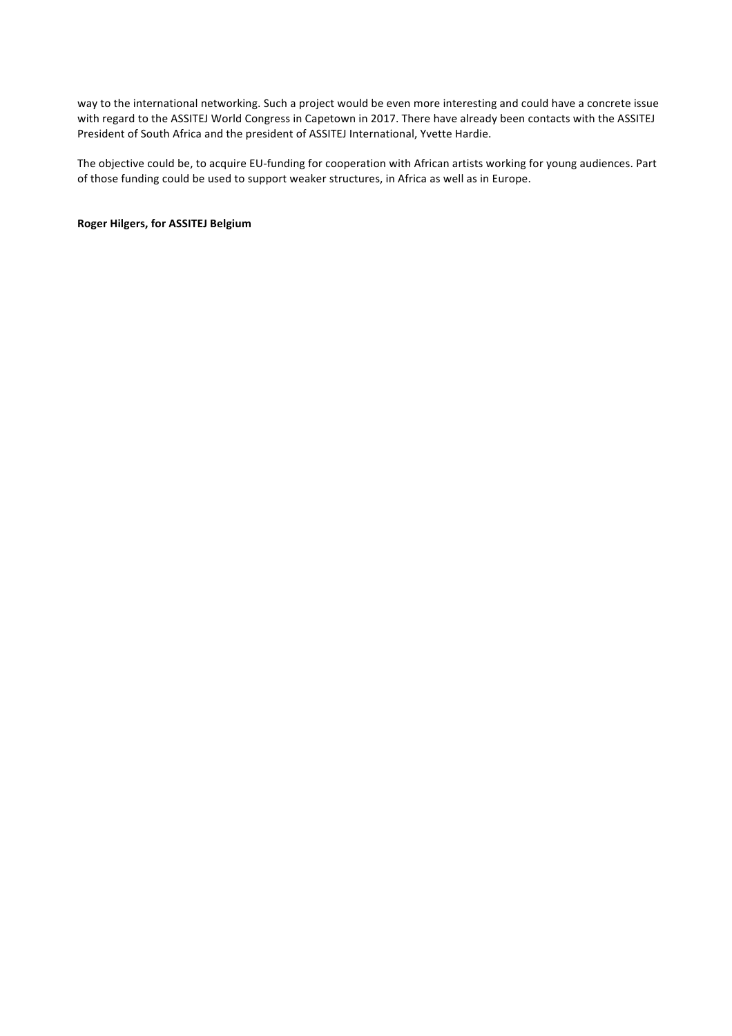way to the international networking. Such a project would be even more interesting and could have a concrete issue with regard to the ASSITEJ World Congress in Capetown in 2017. There have already been contacts with the ASSITEJ President of South Africa and the president of ASSITEJ International, Yvette Hardie.

The objective could be, to acquire EU-funding for cooperation with African artists working for young audiences. Part of those funding could be used to support weaker structures, in Africa as well as in Europe.

**Roger Hilgers, for ASSITEJ Belgium**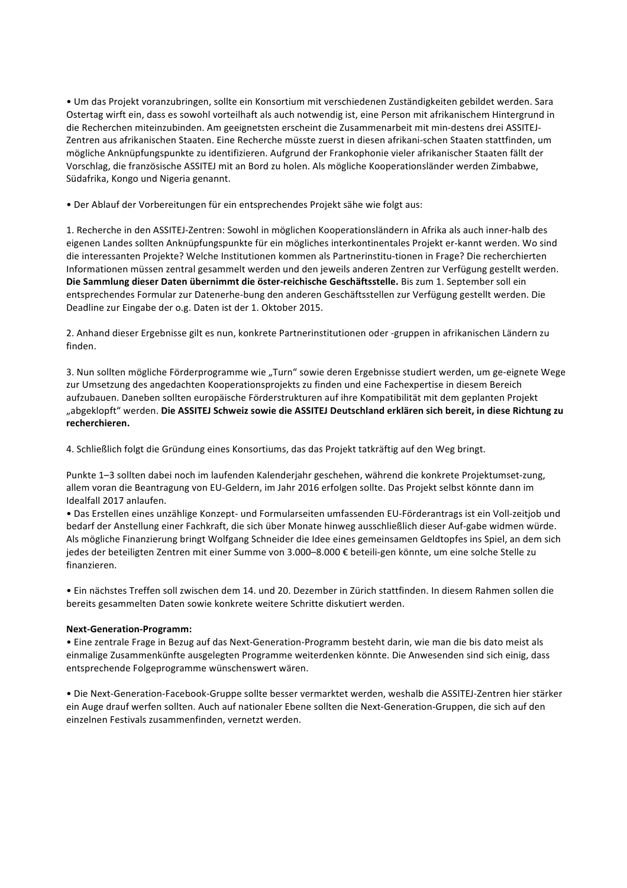• Um das Projekt voranzubringen, sollte ein Konsortium mit verschiedenen Zuständigkeiten gebildet werden. Sara Ostertag wirft ein, dass es sowohl vorteilhaft als auch notwendig ist, eine Person mit afrikanischem Hintergrund in die Recherchen miteinzubinden. Am geeignetsten erscheint die Zusammenarbeit mit min-destens drei ASSITEJ-Zentren aus afrikanischen Staaten. Eine Recherche müsste zuerst in diesen afrikani-schen Staaten stattfinden, um mögliche Anknüpfungspunkte zu identifizieren. Aufgrund der Frankophonie vieler afrikanischer Staaten fällt der Vorschlag, die französische ASSITEJ mit an Bord zu holen. Als mögliche Kooperationsländer werden Zimbabwe, Südafrika, Kongo und Nigeria genannt.

• Der Ablauf der Vorbereitungen für ein entsprechendes Projekt sähe wie folgt aus:

1. Recherche in den ASSITEJ-Zentren: Sowohl in möglichen Kooperationsländern in Afrika als auch inner-halb des eigenen Landes sollten Anknüpfungspunkte für ein mögliches interkontinentales Projekt er-kannt werden. Wo sind die interessanten Projekte? Welche Institutionen kommen als Partnerinstitu-tionen in Frage? Die recherchierten Informationen müssen zentral gesammelt werden und den jeweils anderen Zentren zur Verfügung gestellt werden. **Die Sammlung dieser Daten übernimmt die öster-reichische Geschäftsstelle.** Bis zum 1. September soll ein entsprechendes Formular zur Datenerhe-bung den anderen Geschäftsstellen zur Verfügung gestellt werden. Die Deadline zur Eingabe der o.g. Daten ist der 1. Oktober 2015.

2. Anhand dieser Ergebnisse gilt es nun, konkrete Partnerinstitutionen oder -gruppen in afrikanischen Ländern zu finden.

3. Nun sollten mögliche Förderprogramme wie „Turn" sowie deren Ergebnisse studiert werden, um ge-eignete Wege zur Umsetzung des angedachten Kooperationsprojekts zu finden und eine Fachexpertise in diesem Bereich aufzubauen. Daneben sollten europäische Förderstrukturen auf ihre Kompatibilität mit dem geplanten Projekt „abgeklopft" werden. **Die ASSITEJ Schweiz sowie die ASSITEJ Deutschland erklären sich bereit, in diese Richtung zu recherchieren.**

4. Schließlich folgt die Gründung eines Konsortiums, das das Projekt tatkräftig auf den Weg bringt.

Punkte 1–3 sollten dabei noch im laufenden Kalenderjahr geschehen, während die konkrete Projektumset-zung, allem voran die Beantragung von EU-Geldern, im Jahr 2016 erfolgen sollte. Das Projekt selbst könnte dann im Idealfall 2017 anlaufen.

• Das Erstellen eines unzählige Konzept- und Formularseiten umfassenden EU-Förderantrags ist ein Voll-zeitjob und bedarf der Anstellung einer Fachkraft, die sich über Monate hinweg ausschließlich dieser Auf-gabe widmen würde. Als mögliche Finanzierung bringt Wolfgang Schneider die Idee eines gemeinsamen Geldtopfes ins Spiel, an dem sich jedes der beteiligten Zentren mit einer Summe von 3.000–8.000 € beteili-gen könnte, um eine solche Stelle zu finanzieren.

• Ein nächstes Treffen soll zwischen dem 14. und 20. Dezember in Zürich stattfinden. In diesem Rahmen sollen die bereits gesammelten Daten sowie konkrete weitere Schritte diskutiert werden.

**Next-Generation-Programm:**

• Eine zentrale Frage in Bezug auf das Next-Generation-Programm besteht darin, wie man die bis dato meist als einmalige Zusammenkünfte ausgelegten Programme weiterdenken könnte. Die Anwesenden sind sich einig, dass entsprechende Folgeprogramme wünschenswert wären.

• Die Next-Generation-Facebook-Gruppe sollte besser vermarktet werden, weshalb die ASSITEJ-Zentren hier stärker ein Auge drauf werfen sollten. Auch auf nationaler Ebene sollten die Next-Generation-Gruppen, die sich auf den einzelnen Festivals zusammenfinden, vernetzt werden.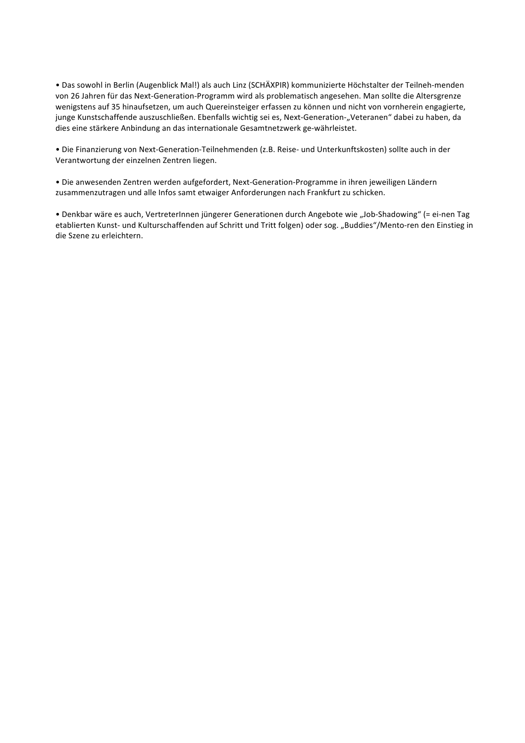• Das sowohl in Berlin (Augenblick Mal!) als auch Linz (SCHÄXPIR) kommunizierte Höchstalter der Teilneh-menden von 26 Jahren für das Next-Generation-Programm wird als problematisch angesehen. Man sollte die Altersgrenze wenigstens auf 35 hinaufsetzen, um auch Quereinsteiger erfassen zu können und nicht von vornherein engagierte, junge Kunstschaffende auszuschließen. Ebenfalls wichtig sei es, Next-Generation-„Veteranen" dabei zu haben, da dies eine stärkere Anbindung an das internationale Gesamtnetzwerk ge-währleistet.

• Die Finanzierung von Next-Generation-Teilnehmenden (z.B. Reise- und Unterkunftskosten) sollte auch in der Verantwortung der einzelnen Zentren liegen.

• Die anwesenden Zentren werden aufgefordert, Next-Generation-Programme in ihren jeweiligen Ländern zusammenzutragen und alle Infos samt etwaiger Anforderungen nach Frankfurt zu schicken.

• Denkbar wäre es auch, VertreterInnen jüngerer Generationen durch Angebote wie „Job-Shadowing" (= ei-nen Tag etablierten Kunst- und Kulturschaffenden auf Schritt und Tritt folgen) oder sog. „Buddies"/Mento-ren den Einstieg in die Szene zu erleichtern.